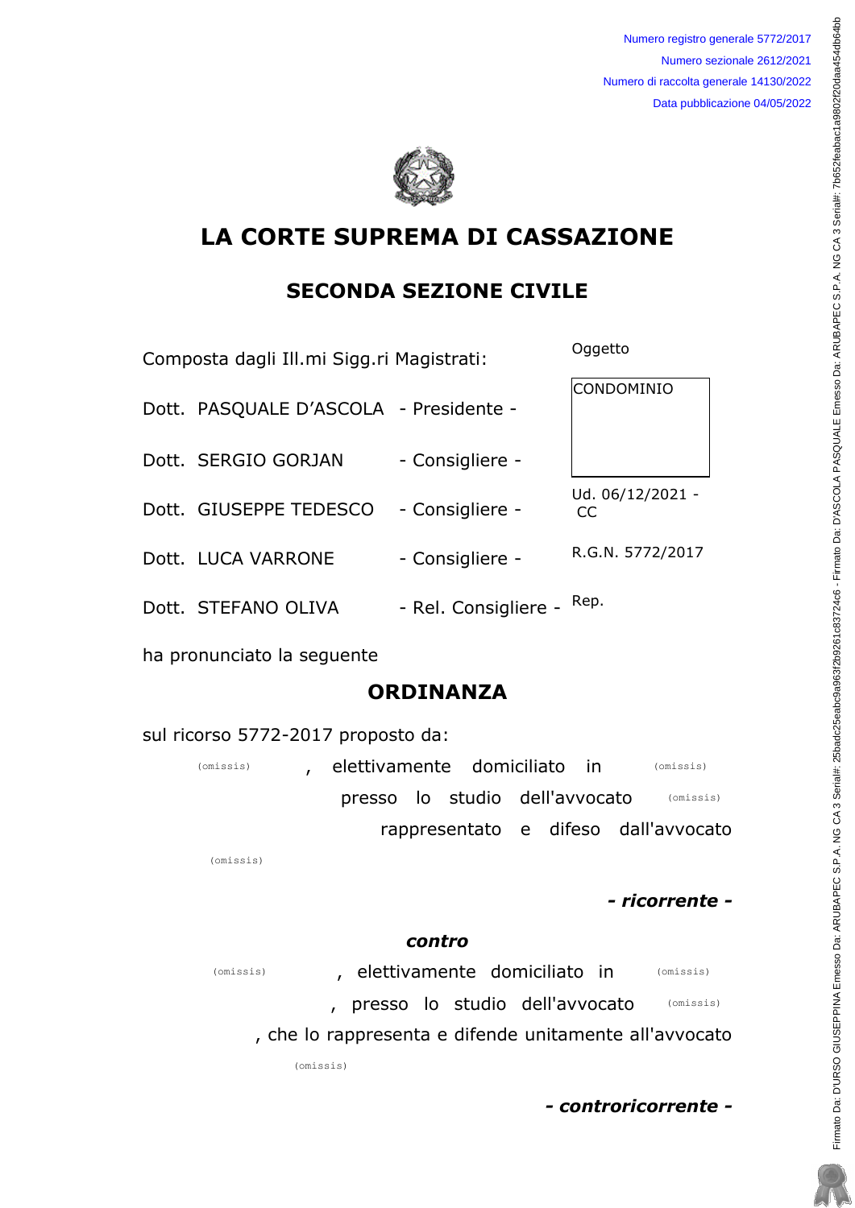Numero registro generale 5772/2017
Numero sezionale 2612/2021
Numero di raccolta generale 14130/2022
Data pubblicazione 04/05/2022

# LA CORTE SUPREMA DI CASSAZIONE

## SECONDA SEZIONE CIVILE

Composta dagli Ill.mi Sigg.ri Magistrati:

Dott. PASQUALE D'ASCOLA - Presidente -

Dott. SERGIO GORJAN - Consigliere -

Dott. GIUSEPPE TEDESCO - Consigliere -

Dott. LUCA VARRONE - Consigliere -

Dott. STEFANO OLIVA - Rel. Consigliere -

Oggetto

CONDOMINIO

Ud. 06/12/2021 - CC

R.G.N. 5772/2017

Rep.

ha pronunciato la seguente

## ORDINANZA

sul ricorso 5772-2017 proposto da:

(omissis), elettivamente domiciliato in (omissis) presso lo studio dell'avvocato (omissis) rappresentato e difeso dall'avvocato (omissis)

***- ricorrente -***

***contro***

(omissis), elettivamente domiciliato in (omissis), presso lo studio dell'avvocato (omissis), che lo rappresenta e difende unitamente all'avvocato (omissis)

***- controricorrente -***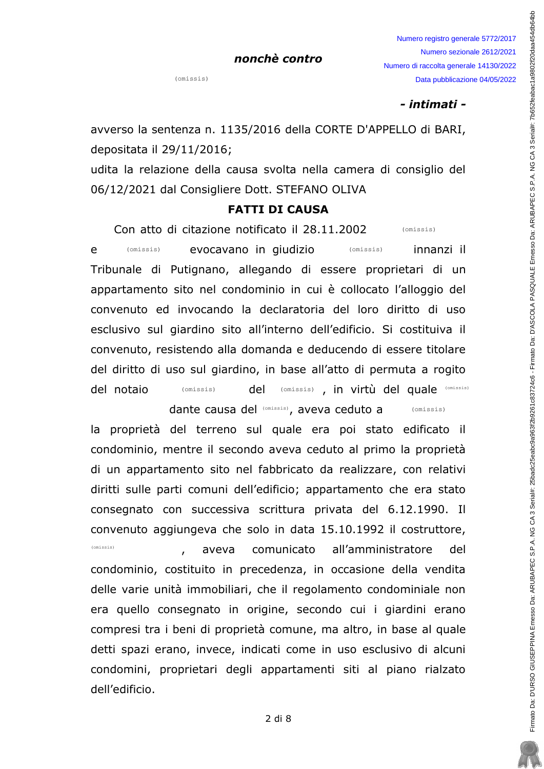***nonchè contro***

(omissis)

***- intimati -***

avverso la sentenza n. 1135/2016 della CORTE D'APPELLO di BARI, depositata il 29/11/2016;

udita la relazione della causa svolta nella camera di consiglio del 06/12/2021 dal Consigliere Dott. STEFANO OLIVA

## FATTI DI CAUSA

Con atto di citazione notificato il 28.11.2002 (omissis) e (omissis) evocavano in giudizio (omissis) innanzi il Tribunale di Putignano, allegando di essere proprietari di un appartamento sito nel condominio in cui è collocato l'alloggio del convenuto ed invocando la declaratoria del loro diritto di uso esclusivo sul giardino sito all'interno dell'edificio. Si costituiva il convenuto, resistendo alla domanda e deducendo di essere titolare del diritto di uso sul giardino, in base all'atto di permuta a rogito del notaio (omissis) del (omissis), in virtù del quale (omissis) dante causa del (omissis), aveva ceduto a (omissis) la proprietà del terreno sul quale era poi stato edificato il condominio, mentre il secondo aveva ceduto al primo la proprietà di un appartamento sito nel fabbricato da realizzare, con relativi diritti sulle parti comuni dell'edificio; appartamento che era stato consegnato con successiva scrittura privata del 6.12.1990. Il convenuto aggiungeva che solo in data 15.10.1992 il costruttore, (omissis), aveva comunicato all'amministratore del condominio, costituito in precedenza, in occasione della vendita delle varie unità immobiliari, che il regolamento condominiale non era quello consegnato in origine, secondo cui i giardini erano compresi tra i beni di proprietà comune, ma altro, in base al quale detti spazi erano, invece, indicati come in uso esclusivo di alcuni condomini, proprietari degli appartamenti siti al piano rialzato dell'edificio.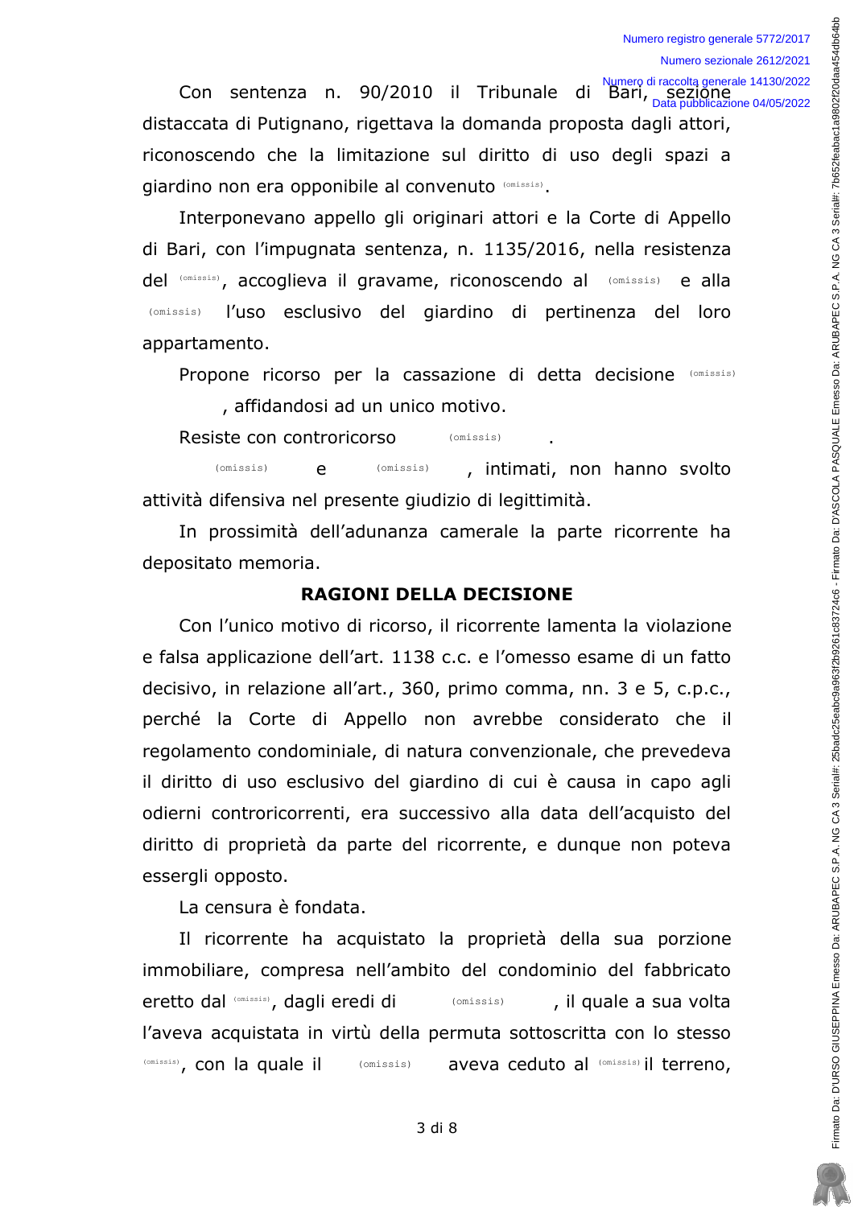Con sentenza n. 90/2010 il Tribunale di Bari, sezione distaccata di Putignano, rigettava la domanda proposta dagli attori, riconoscendo che la limitazione sul diritto di uso degli spazi a giardino non era opponibile al convenuto (omissis).

Interponevano appello gli originari attori e la Corte di Appello di Bari, con l'impugnata sentenza, n. 1135/2016, nella resistenza del (omissis), accoglieva il gravame, riconoscendo al (omissis) e alla (omissis) l'uso esclusivo del giardino di pertinenza del loro appartamento.

Propone ricorso per la cassazione di detta decisione (omissis), affidandosi ad un unico motivo.

Resiste con controricorso (omissis).

(omissis) e (omissis), intimati, non hanno svolto attività difensiva nel presente giudizio di legittimità.

In prossimità dell'adunanza camerale la parte ricorrente ha depositato memoria.

## RAGIONI DELLA DECISIONE

Con l'unico motivo di ricorso, il ricorrente lamenta la violazione e falsa applicazione dell'art. 1138 c.c. e l'omesso esame di un fatto decisivo, in relazione all'art., 360, primo comma, nn. 3 e 5, c.p.c., perché la Corte di Appello non avrebbe considerato che il regolamento condominiale, di natura convenzionale, che prevedeva il diritto di uso esclusivo del giardino di cui è causa in capo agli odierni controricorrenti, era successivo alla data dell'acquisto del diritto di proprietà da parte del ricorrente, e dunque non poteva essergli opposto.

La censura è fondata.

Il ricorrente ha acquistato la proprietà della sua porzione immobiliare, compresa nell'ambito del condominio del fabbricato eretto dal (omissis), dagli eredi di (omissis), il quale a sua volta l'aveva acquistata in virtù della permuta sottoscritta con lo stesso (omissis), con la quale il (omissis) aveva ceduto al (omissis) il terreno,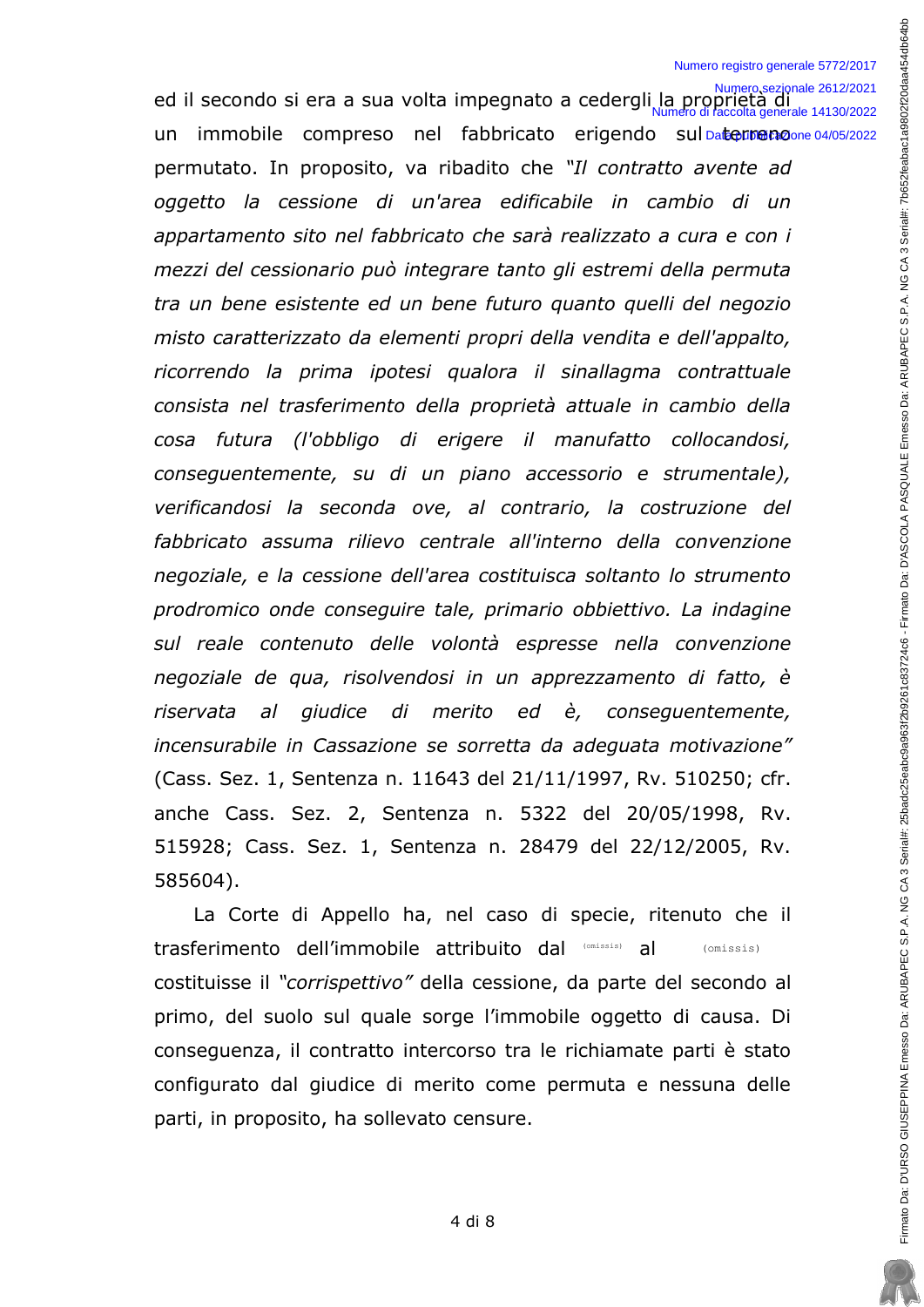ed il secondo si era a sua volta impegnato a cedergli la proprietà di un immobile compreso nel fabbricato erigendo sul terreno permutato. In proposito, va ribadito che *"Il contratto avente ad oggetto la cessione di un'area edificabile in cambio di un appartamento sito nel fabbricato che sarà realizzato a cura e con i mezzi del cessionario può integrare tanto gli estremi della permuta tra un bene esistente ed un bene futuro quanto quelli del negozio misto caratterizzato da elementi propri della vendita e dell'appalto, ricorrendo la prima ipotesi qualora il sinallagma contrattuale consista nel trasferimento della proprietà attuale in cambio della cosa futura (l'obbligo di erigere il manufatto collocandosi, conseguentemente, su di un piano accessorio e strumentale), verificandosi la seconda ove, al contrario, la costruzione del fabbricato assuma rilievo centrale all'interno della convenzione negoziale, e la cessione dell'area costituisca soltanto lo strumento prodromico onde conseguire tale, primario obbiettivo. La indagine sul reale contenuto delle volontà espresse nella convenzione negoziale de qua, risolvendosi in un apprezzamento di fatto, è riservata al giudice di merito ed è, conseguentemente, incensurabile in Cassazione se sorretta da adeguata motivazione"* (Cass. Sez. 1, Sentenza n. 11643 del 21/11/1997, Rv. 510250; cfr. anche Cass. Sez. 2, Sentenza n. 5322 del 20/05/1998, Rv. 515928; Cass. Sez. 1, Sentenza n. 28479 del 22/12/2005, Rv. 585604).

La Corte di Appello ha, nel caso di specie, ritenuto che il trasferimento dell'immobile attribuito dal (omissis) al (omissis) costituisse il *"corrispettivo"* della cessione, da parte del secondo al primo, del suolo sul quale sorge l'immobile oggetto di causa. Di conseguenza, il contratto intercorso tra le richiamate parti è stato configurato dal giudice di merito come permuta e nessuna delle parti, in proposito, ha sollevato censure.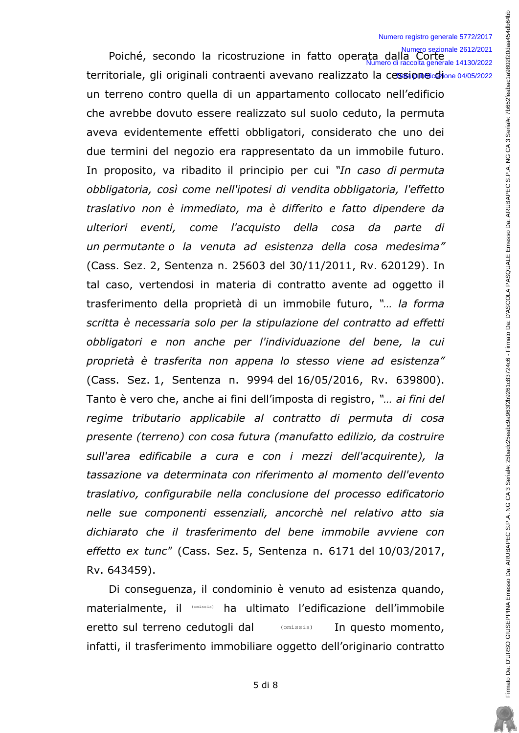Poiché, secondo la ricostruzione in fatto operata dalla Corte territoriale, gli originali contraenti avevano realizzato la cessione di un terreno contro quella di un appartamento collocato nell'edificio che avrebbe dovuto essere realizzato sul suolo ceduto, la permuta aveva evidentemente effetti obbligatori, considerato che uno dei due termini del negozio era rappresentato da un immobile futuro. In proposito, va ribadito il principio per cui *"In caso di permuta obbligatoria, così come nell'ipotesi di vendita obbligatoria, l'effetto traslativo non è immediato, ma è differito e fatto dipendere da ulteriori eventi, come l'acquisto della cosa da parte di un permutante o la venuta ad esistenza della cosa medesima"* (Cass. Sez. 2, Sentenza n. 25603 del 30/11/2011, Rv. 620129). In tal caso, vertendosi in materia di contratto avente ad oggetto il trasferimento della proprietà di un immobile futuro, *"… la forma scritta è necessaria solo per la stipulazione del contratto ad effetti obbligatori e non anche per l'individuazione del bene, la cui proprietà è trasferita non appena lo stesso viene ad esistenza"* (Cass. Sez. 1, Sentenza n. 9994 del 16/05/2016, Rv. 639800). Tanto è vero che, anche ai fini dell'imposta di registro, *"… ai fini del regime tributario applicabile al contratto di permuta di cosa presente (terreno) con cosa futura (manufatto edilizio, da costruire sull'area edificabile a cura e con i mezzi dell'acquirente), la tassazione va determinata con riferimento al momento dell'evento traslativo, configurabile nella conclusione del processo edificatorio nelle sue componenti essenziali, ancorchè nel relativo atto sia dichiarato che il trasferimento del bene immobile avviene con effetto ex tunc"* (Cass. Sez. 5, Sentenza n. 6171 del 10/03/2017, Rv. 643459).

Di conseguenza, il condominio è venuto ad esistenza quando, materialmente, il (omissis) ha ultimato l'edificazione dell'immobile eretto sul terreno cedutogli dal (omissis) In questo momento, infatti, il trasferimento immobiliare oggetto dell'originario contratto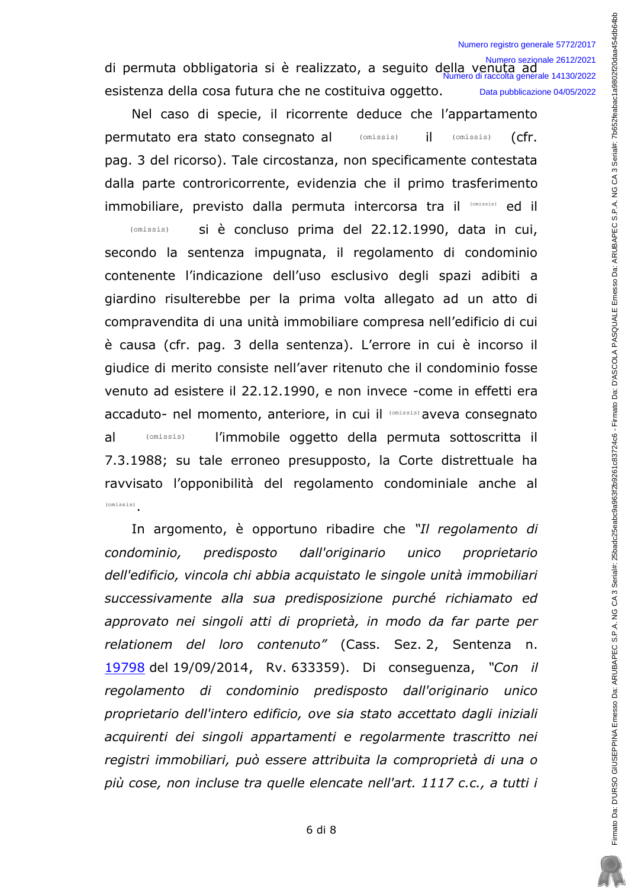di permuta obbligatoria si è realizzato, a seguito della venuta ad esistenza della cosa futura che ne costituiva oggetto.

Nel caso di specie, il ricorrente deduce che l'appartamento permutato era stato consegnato al (omissis) il (omissis) (cfr. pag. 3 del ricorso). Tale circostanza, non specificamente contestata dalla parte controricorrente, evidenzia che il primo trasferimento immobiliare, previsto dalla permuta intercorsa tra il (omissis) ed il (omissis) si è concluso prima del 22.12.1990, data in cui, secondo la sentenza impugnata, il regolamento di condominio contenente l'indicazione dell'uso esclusivo degli spazi adibiti a giardino risulterebbe per la prima volta allegato ad un atto di compravendita di una unità immobiliare compresa nell'edificio di cui è causa (cfr. pag. 3 della sentenza). L'errore in cui è incorso il giudice di merito consiste nell'aver ritenuto che il condominio fosse venuto ad esistere il 22.12.1990, e non invece -come in effetti era accaduto- nel momento, anteriore, in cui il (omissis) aveva consegnato al (omissis) l'immobile oggetto della permuta sottoscritta il 7.3.1988; su tale erroneo presupposto, la Corte distrettuale ha ravvisato l'opponibilità del regolamento condominiale anche al (omissis).

In argomento, è opportuno ribadire che *"Il regolamento di condominio, predisposto dall'originario unico proprietario dell'edificio, vincola chi abbia acquistato le singole unità immobiliari successivamente alla sua predisposizione purché richiamato ed approvato nei singoli atti di proprietà, in modo da far parte per relationem del loro contenuto"* (Cass. Sez. 2, Sentenza n. 19798 del 19/09/2014, Rv. 633359). Di conseguenza, *"Con il regolamento di condominio predisposto dall'originario unico proprietario dell'intero edificio, ove sia stato accettato dagli iniziali acquirenti dei singoli appartamenti e regolarmente trascritto nei registri immobiliari, può essere attribuita la comproprietà di una o più cose, non incluse tra quelle elencate nell'art. 1117 c.c., a tutti i*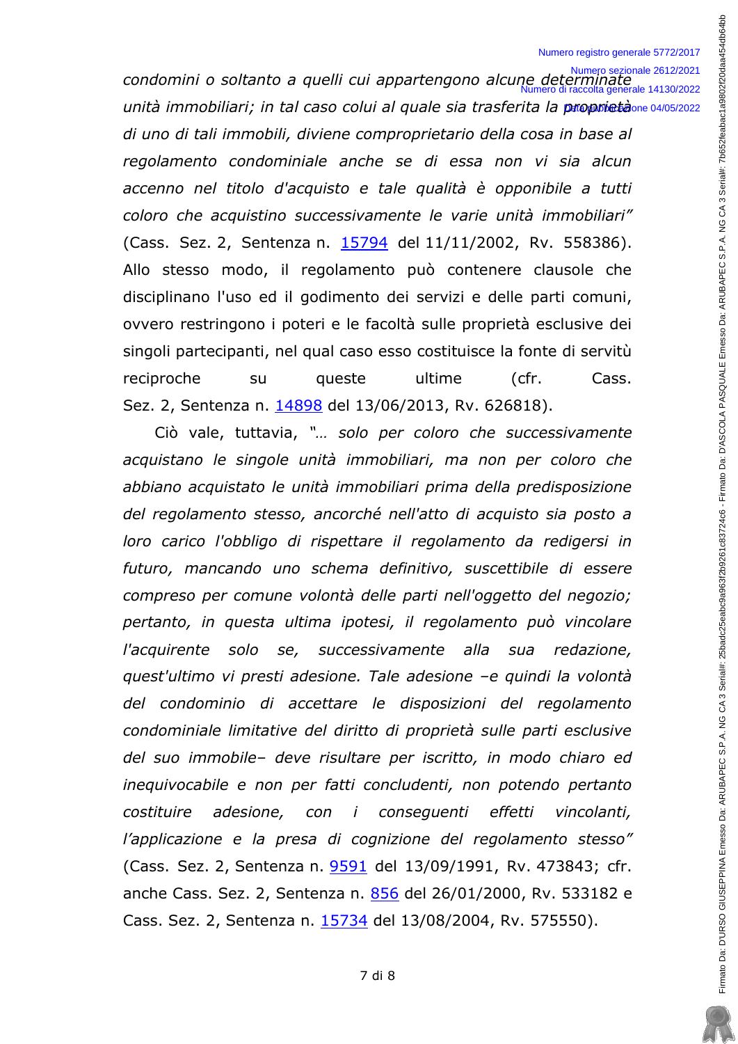*condomini o soltanto a quelli cui appartengono alcune determinate unità immobiliari; in tal caso colui al quale sia trasferita la proprietà di uno di tali immobili, diviene comproprietario della cosa in base al regolamento condominiale anche se di essa non vi sia alcun accenno nel titolo d'acquisto e tale qualità è opponibile a tutti coloro che acquistino successivamente le varie unità immobiliari"* (Cass. Sez. 2, Sentenza n. 15794 del 11/11/2002, Rv. 558386). Allo stesso modo, il regolamento può contenere clausole che disciplinano l'uso ed il godimento dei servizi e delle parti comuni, ovvero restringono i poteri e le facoltà sulle proprietà esclusive dei singoli partecipanti, nel qual caso esso costituisce la fonte di servitù reciproche su queste ultime (cfr. Cass. Sez. 2, Sentenza n. 14898 del 13/06/2013, Rv. 626818).

Ciò vale, tuttavia, *"… solo per coloro che successivamente acquistano le singole unità immobiliari, ma non per coloro che abbiano acquistato le unità immobiliari prima della predisposizione del regolamento stesso, ancorché nell'atto di acquisto sia posto a loro carico l'obbligo di rispettare il regolamento da redigersi in futuro, mancando uno schema definitivo, suscettibile di essere compreso per comune volontà delle parti nell'oggetto del negozio; pertanto, in questa ultima ipotesi, il regolamento può vincolare l'acquirente solo se, successivamente alla sua redazione, quest'ultimo vi presti adesione. Tale adesione –e quindi la volontà del condominio di accettare le disposizioni del regolamento condominiale limitative del diritto di proprietà sulle parti esclusive del suo immobile– deve risultare per iscritto, in modo chiaro ed inequivocabile e non per fatti concludenti, non potendo pertanto costituire adesione, con i conseguenti effetti vincolanti, l'applicazione e la presa di cognizione del regolamento stesso"* (Cass. Sez. 2, Sentenza n. 9591 del 13/09/1991, Rv. 473843; cfr. anche Cass. Sez. 2, Sentenza n. 856 del 26/01/2000, Rv. 533182 e Cass. Sez. 2, Sentenza n. 15734 del 13/08/2004, Rv. 575550).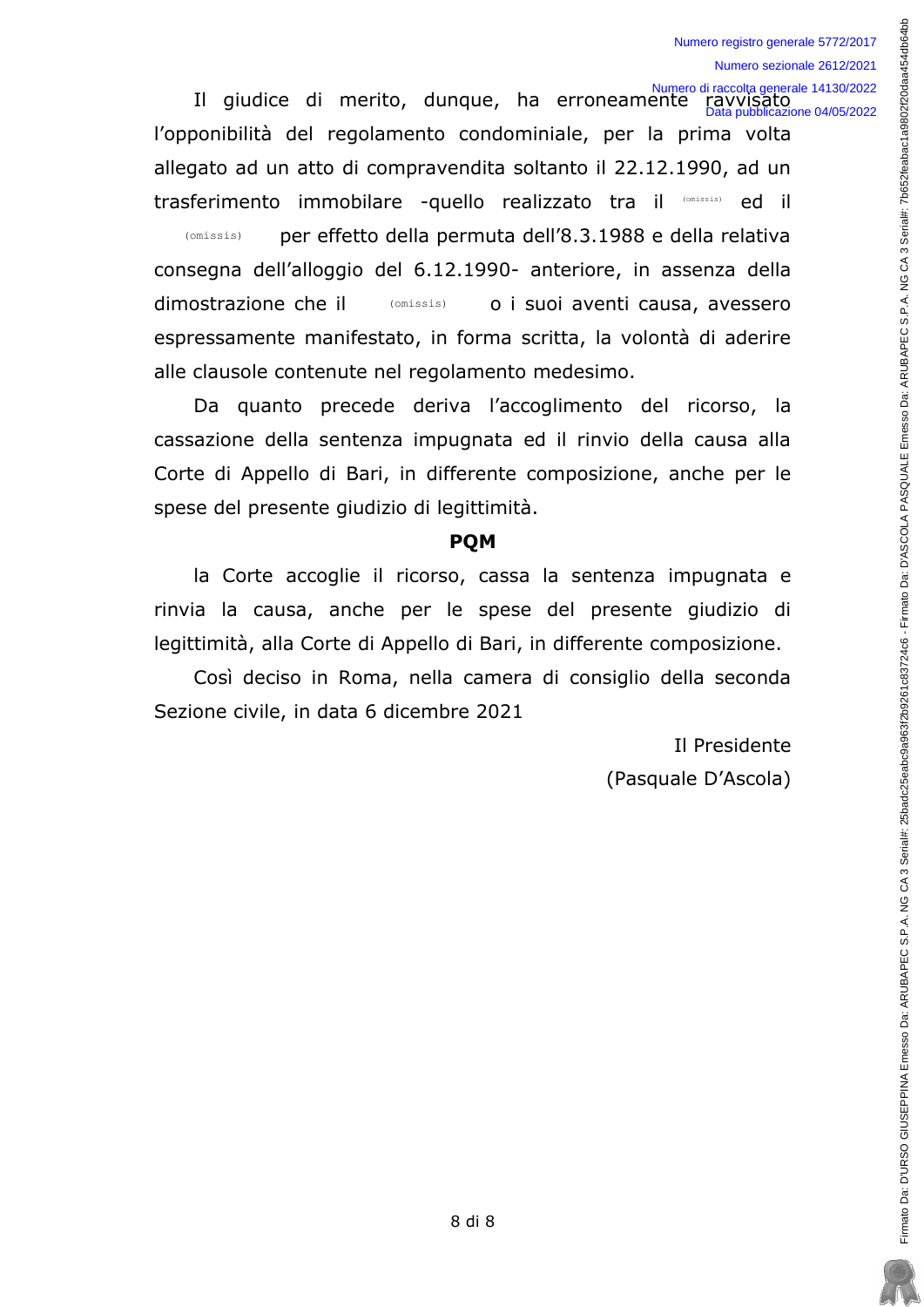Il giudice di merito, dunque, ha erroneamente ravvisato l'opponibilità del regolamento condominiale, per la prima volta allegato ad un atto di compravendita soltanto il 22.12.1990, ad un trasferimento immobiliare -quello realizzato tra il (omissis) ed il (omissis) per effetto della permuta dell'8.3.1988 e della relativa consegna dell'alloggio del 6.12.1990- anteriore, in assenza della dimostrazione che il (omissis) o i suoi aventi causa, avessero espressamente manifestato, in forma scritta, la volontà di aderire alle clausole contenute nel regolamento medesimo.

Da quanto precede deriva l'accoglimento del ricorso, la cassazione della sentenza impugnata ed il rinvio della causa alla Corte di Appello di Bari, in differente composizione, anche per le spese del presente giudizio di legittimità.

**PQM**

la Corte accoglie il ricorso, cassa la sentenza impugnata e rinvia la causa, anche per le spese del presente giudizio di legittimità, alla Corte di Appello di Bari, in differente composizione.

Così deciso in Roma, nella camera di consiglio della seconda Sezione civile, in data 6 dicembre 2021

Il Presidente

(Pasquale D'Ascola)